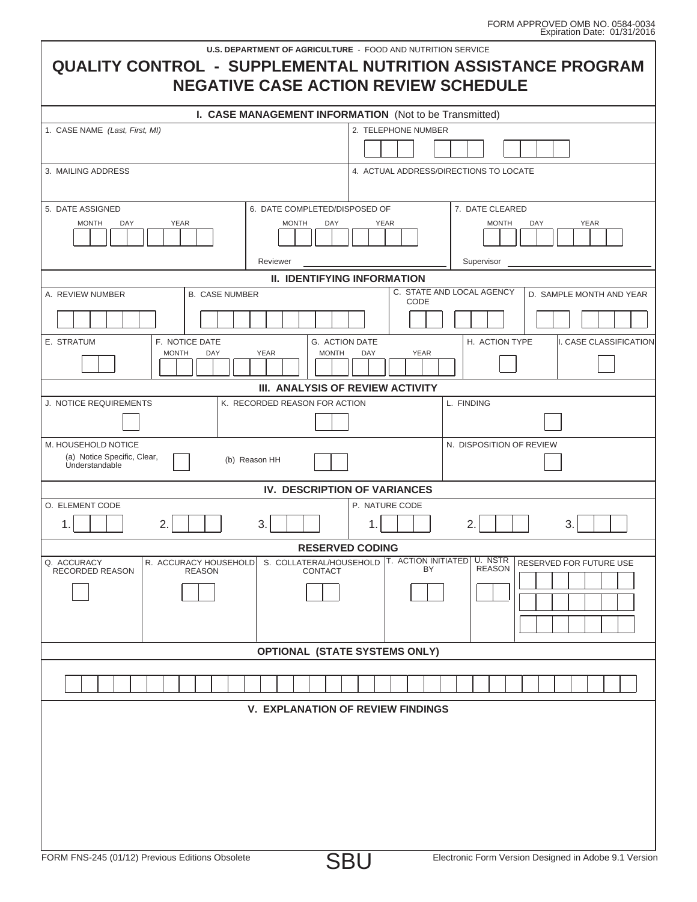FORM APPROVED OMB NO. 0584-0034
Expiration Date: 01/31/2016

U.S. DEPARTMENT OF AGRICULTURE - FOOD AND NUTRITION SERVICE

# QUALITY CONTROL - SUPPLEMENTAL NUTRITION ASSISTANCE PROGRAM NEGATIVE CASE ACTION REVIEW SCHEDULE

## I. CASE MANAGEMENT INFORMATION (Not to be Transmitted)

| 1. CASE NAME *(Last, First, MI)* | 2. TELEPHONE NUMBER |
| --- | --- |
| | |

| 3. MAILING ADDRESS | 4. ACTUAL ADDRESS/DIRECTIONS TO LOCATE |
| --- | --- |
| | |

| 5. DATE ASSIGNED | 6. DATE COMPLETED/DISPOSED OF | 7. DATE CLEARED |
| --- | --- | --- |
| MONTH DAY YEAR | MONTH DAY YEAR | MONTH DAY YEAR |
| | Reviewer | Supervisor |

## II. IDENTIFYING INFORMATION

| A. REVIEW NUMBER | B. CASE NUMBER | C. STATE AND LOCAL AGENCY CODE | D. SAMPLE MONTH AND YEAR |
| --- | --- | --- | --- |
| | | | |

| E. STRATUM | F. NOTICE DATE | G. ACTION DATE | H. ACTION TYPE | I. CASE CLASSIFICATION |
| --- | --- | --- | --- | --- |
| | MONTH DAY YEAR | MONTH DAY YEAR | | |

## III. ANALYSIS OF REVIEW ACTIVITY

| J. NOTICE REQUIREMENTS | K. RECORDED REASON FOR ACTION | L. FINDING |
| --- | --- | --- |
| | | |

| M. HOUSEHOLD NOTICE | | N. DISPOSITION OF REVIEW |
| --- | --- | --- |
| (a) Notice Specific, Clear, Understandable | (b) Reason HH | |

## IV. DESCRIPTION OF VARIANCES

| O. ELEMENT CODE | | | P. NATURE CODE | | |
| --- | --- | --- | --- | --- | --- |
| 1. | 2. | 3. | 1. | 2. | 3. |

### RESERVED CODING

| Q. ACCURACY RECORDED REASON | R. ACCURACY HOUSEHOLD REASON | S. COLLATERAL/HOUSEHOLD CONTACT | T. ACTION INITIATED BY | U. NSTR REASON | RESERVED FOR FUTURE USE |
| --- | --- | --- | --- | --- | --- |
| | | | | | |

### OPTIONAL (STATE SYSTEMS ONLY)

## V. EXPLANATION OF REVIEW FINDINGS

FORM FNS-245 (01/12) Previous Editions Obsolete

SBU

Electronic Form Version Designed in Adobe 9.1 Version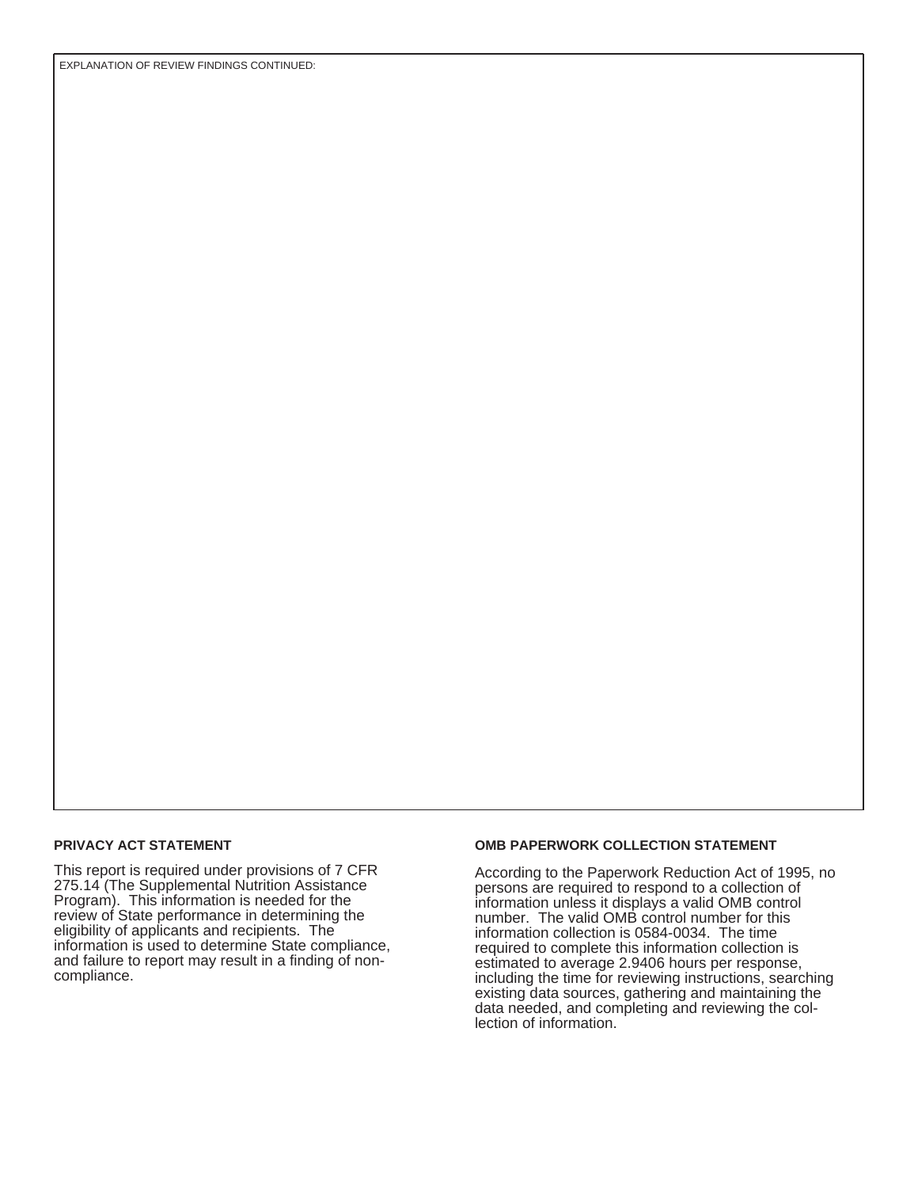EXPLANATION OF REVIEW FINDINGS CONTINUED:

**PRIVACY ACT STATEMENT**

This report is required under provisions of 7 CFR 275.14 (The Supplemental Nutrition Assistance Program). This information is needed for the review of State performance in determining the eligibility of applicants and recipients. The information is used to determine State compliance, and failure to report may result in a finding of non-compliance.

**OMB PAPERWORK COLLECTION STATEMENT**

According to the Paperwork Reduction Act of 1995, no persons are required to respond to a collection of information unless it displays a valid OMB control number. The valid OMB control number for this information collection is 0584-0034. The time required to complete this information collection is estimated to average 2.9406 hours per response, including the time for reviewing instructions, searching existing data sources, gathering and maintaining the data needed, and completing and reviewing the collection of information.